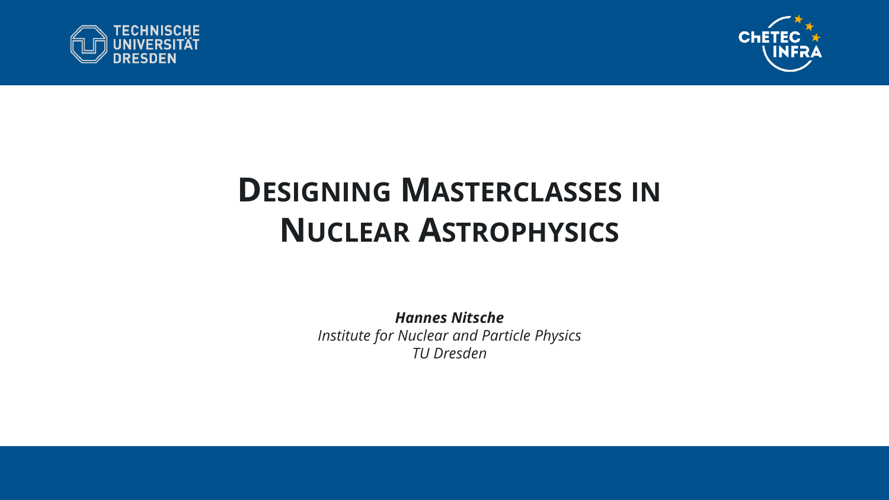# Designing Masterclasses in Nuclear Astrophysics

***Hannes Nitsche***

*Institute for Nuclear and Particle Physics*

*TU Dresden*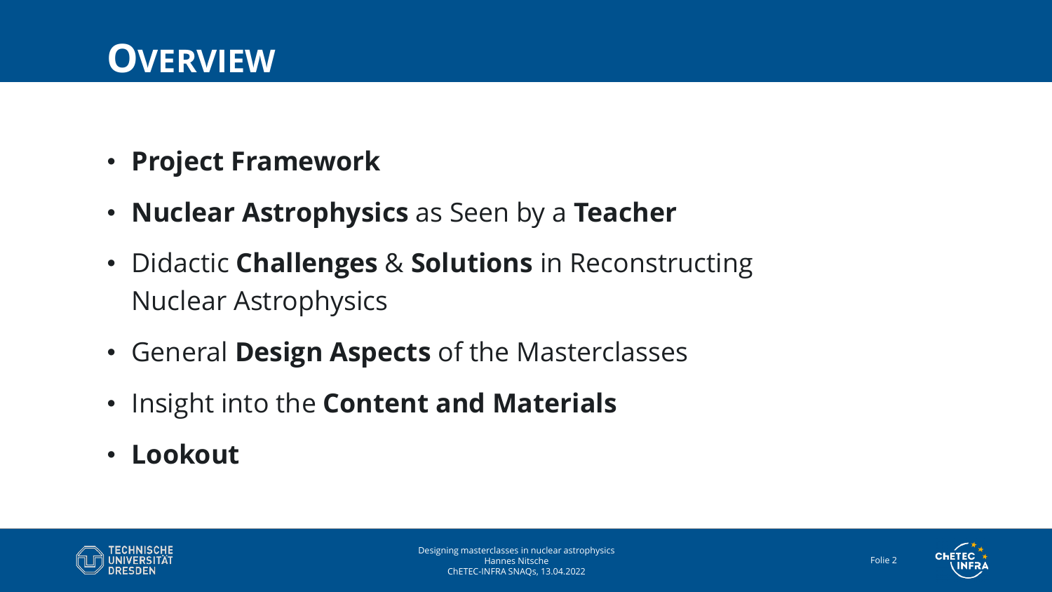# Overview

- **Project Framework**
- **Nuclear Astrophysics** as Seen by a **Teacher**
- Didactic **Challenges** & **Solutions** in Reconstructing Nuclear Astrophysics
- General **Design Aspects** of the Masterclasses
- Insight into the **Content and Materials**
- **Lookout**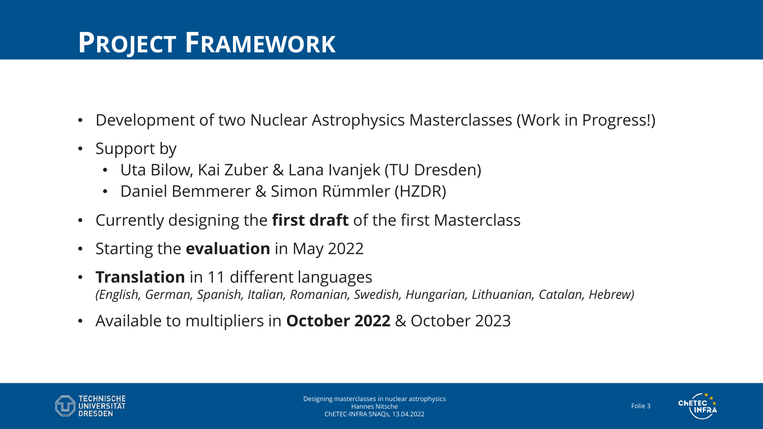# Project Framework

- Development of two Nuclear Astrophysics Masterclasses (Work in Progress!)
- Support by
  - Uta Bilow, Kai Zuber & Lana Ivanjek (TU Dresden)
  - Daniel Bemmerer & Simon Rümmler (HZDR)
- Currently designing the **first draft** of the first Masterclass
- Starting the **evaluation** in May 2022
- **Translation** in 11 different languages  
  *(English, German, Spanish, Italian, Romanian, Swedish, Hungarian, Lithuanian, Catalan, Hebrew)*
- Available to multipliers in **October 2022** & October 2023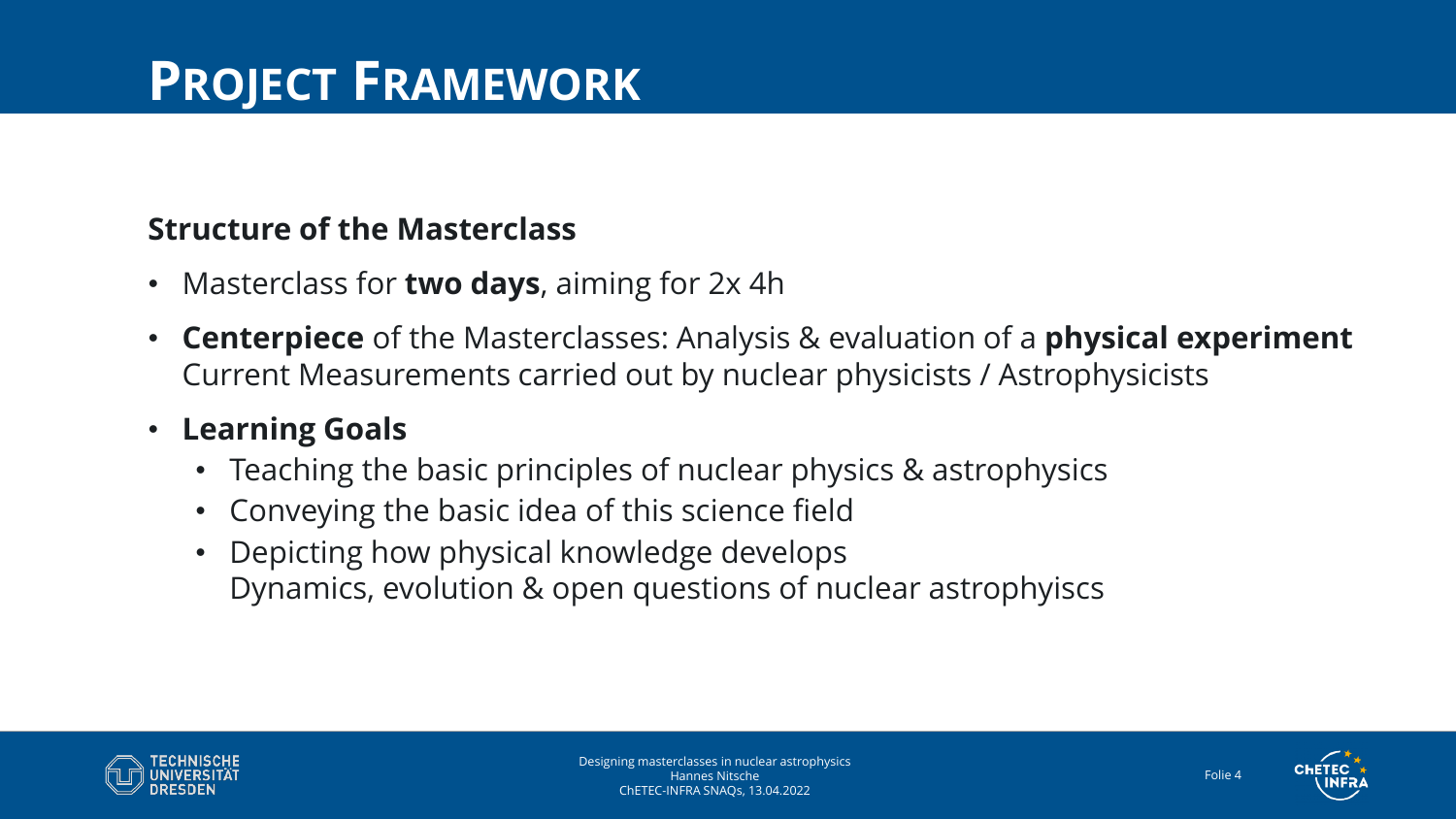# Project Framework

## Structure of the Masterclass

- Masterclass for **two days**, aiming for 2x 4h
- **Centerpiece** of the Masterclasses: Analysis & evaluation of a **physical experiment**
  Current Measurements carried out by nuclear physicists / Astrophysicists
- **Learning Goals**
  - Teaching the basic principles of nuclear physics & astrophysics
  - Conveying the basic idea of this science field
  - Depicting how physical knowledge develops
    Dynamics, evolution & open questions of nuclear astrophyiscs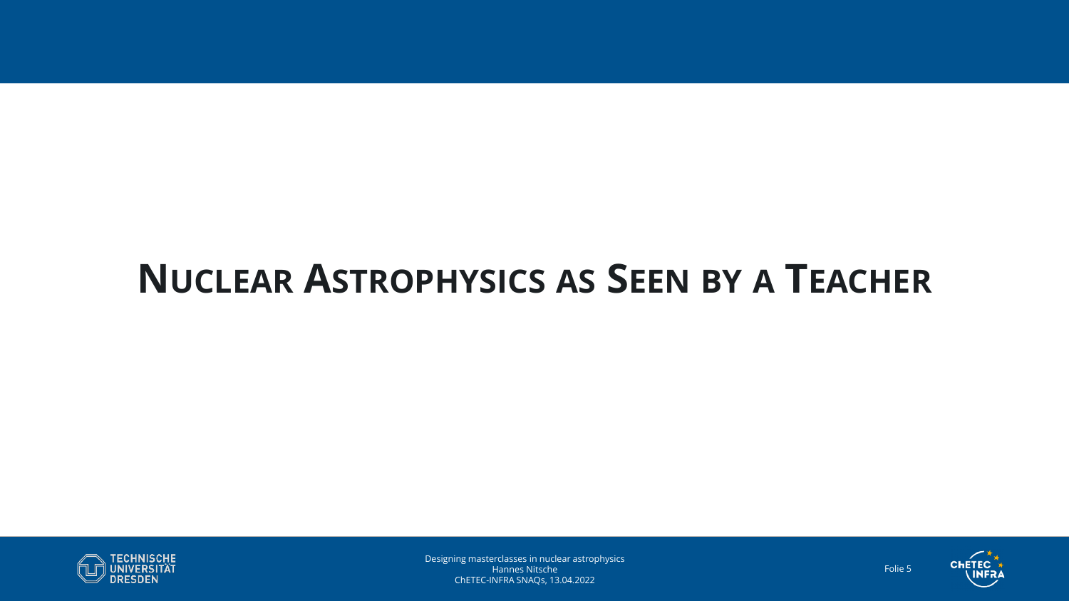# Nuclear Astrophysics as Seen by a Teacher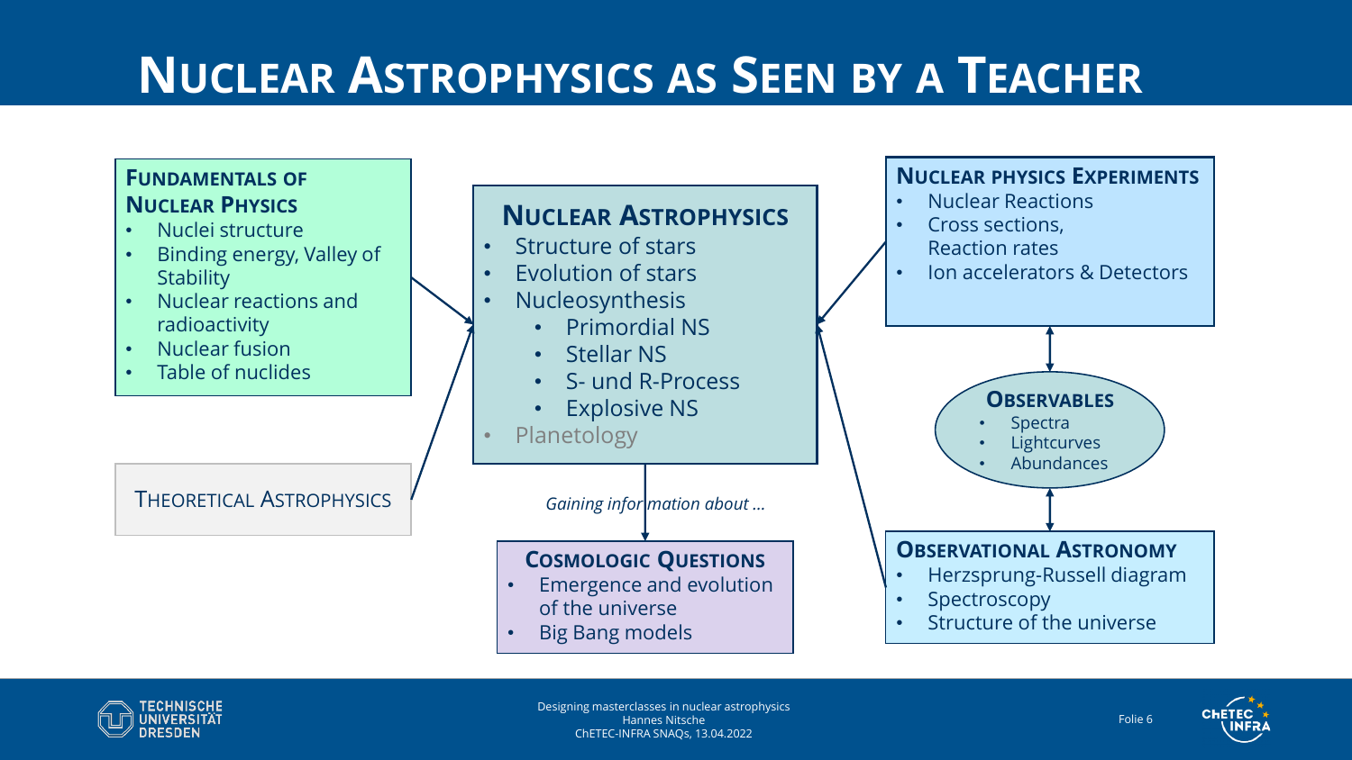# Nuclear Astrophysics as Seen by a Teacher

### Fundamentals of Nuclear Physics

- Nuclei structure
- Binding energy, Valley of Stability
- Nuclear reactions and radioactivity
- Nuclear fusion
- Table of nuclides

### Theoretical Astrophysics

### Nuclear Astrophysics

- Structure of stars
- Evolution of stars
- Nucleosynthesis
  - Primordial NS
  - Stellar NS
  - S- und R-Process
  - Explosive NS
- Planetology

*Gaining information about …*

### Cosmologic Questions

- Emergence and evolution of the universe
- Big Bang models

### Nuclear physics Experiments

- Nuclear Reactions
- Cross sections, Reaction rates
- Ion accelerators & Detectors

### Observables

- Spectra
- Lightcurves
- Abundances

### Observational Astronomy

- Herzsprung-Russell diagram
- Spectroscopy
- Structure of the universe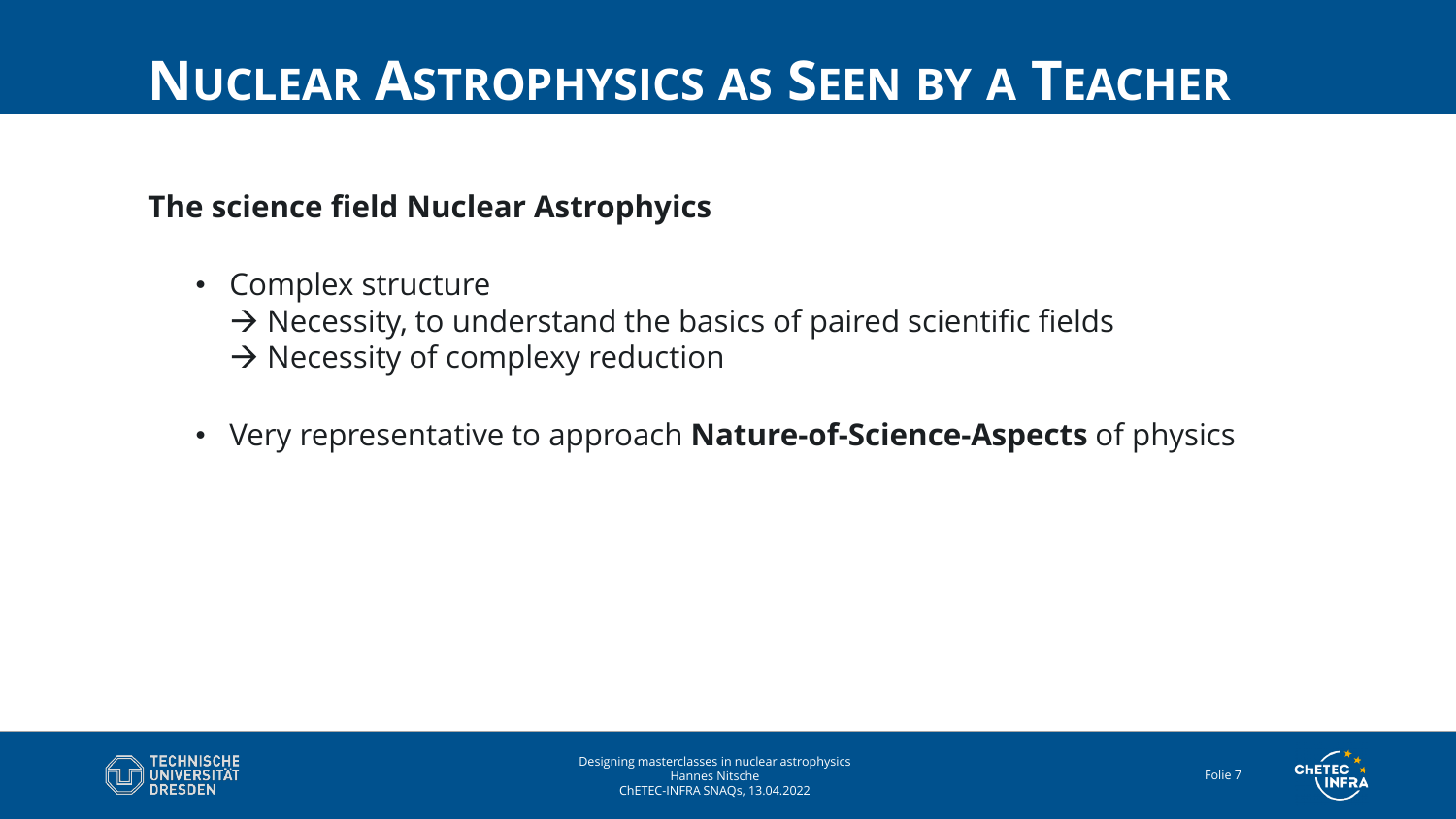# Nuclear Astrophysics as Seen by a Teacher

**The science field Nuclear Astrophyics**

- Complex structure
  → Necessity, to understand the basics of paired scientific fields
  → Necessity of complexy reduction

- Very representative to approach **Nature-of-Science-Aspects** of physics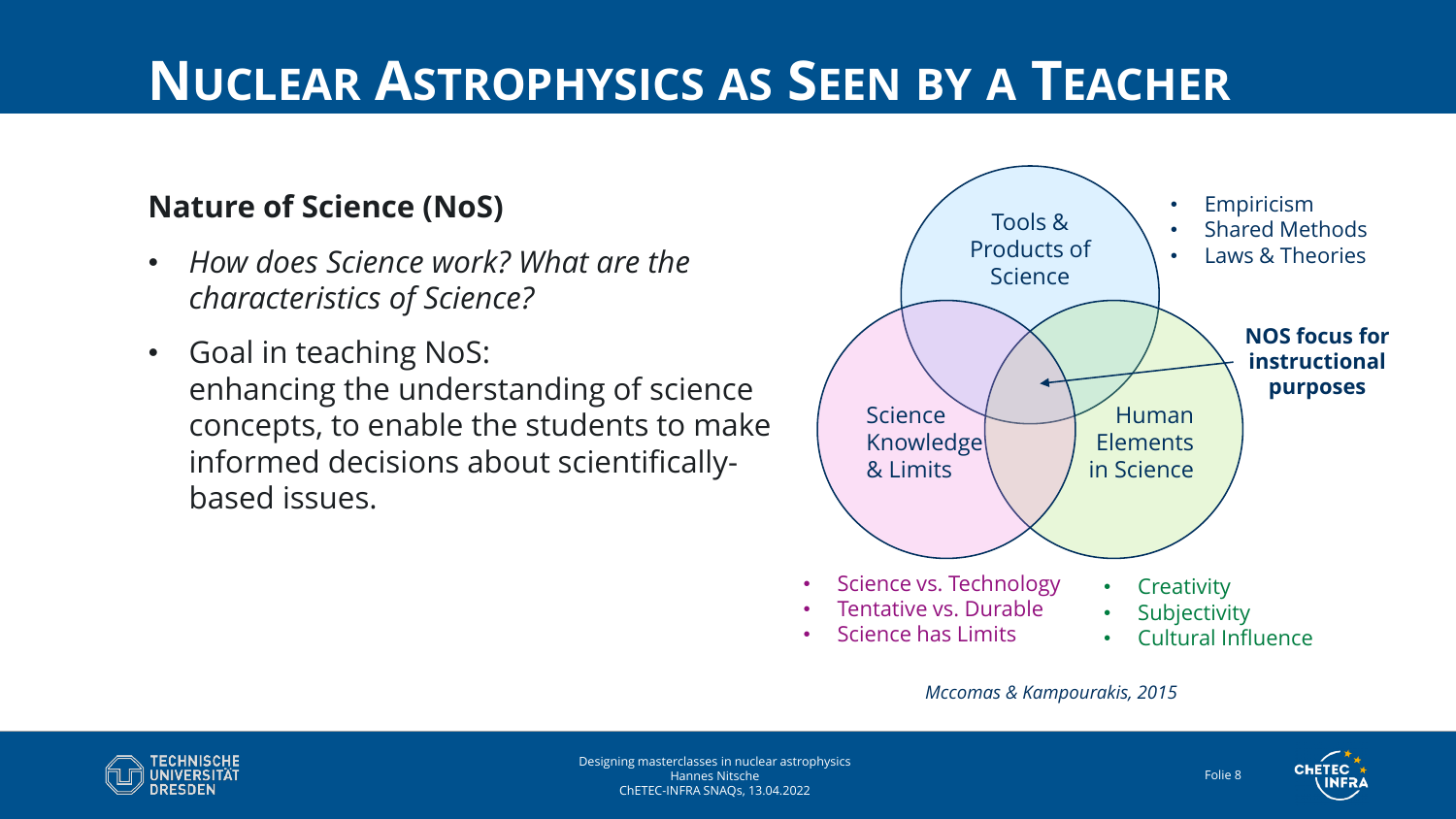# Nuclear Astrophysics as Seen by a Teacher

**Nature of Science (NoS)**

- *How does Science work? What are the characteristics of Science?*
- Goal in teaching NoS: enhancing the understanding of science concepts, to enable the students to make informed decisions about scientifically-based issues.

Tools & Products of Science

- Empiricism
- Shared Methods
- Laws & Theories

Science Knowledge & Limits

- Science vs. Technology
- Tentative vs. Durable
- Science has Limits

Human Elements in Science

- Creativity
- Subjectivity
- Cultural Influence

**NOS focus for instructional purposes**

*Mccomas & Kampourakis, 2015*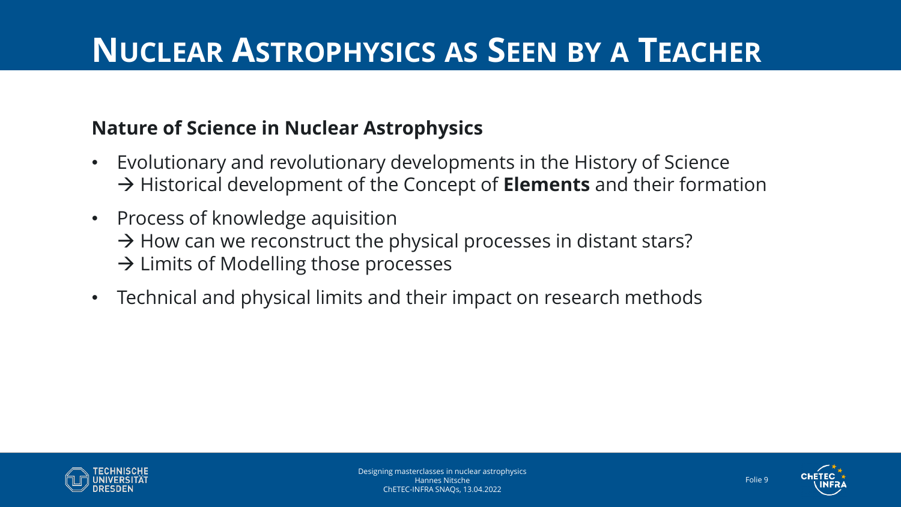# Nuclear Astrophysics as Seen by a Teacher

**Nature of Science in Nuclear Astrophysics**

- Evolutionary and revolutionary developments in the History of Science
  → Historical development of the Concept of **Elements** and their formation
- Process of knowledge aquisition
  → How can we reconstruct the physical processes in distant stars?
  → Limits of Modelling those processes
- Technical and physical limits and their impact on research methods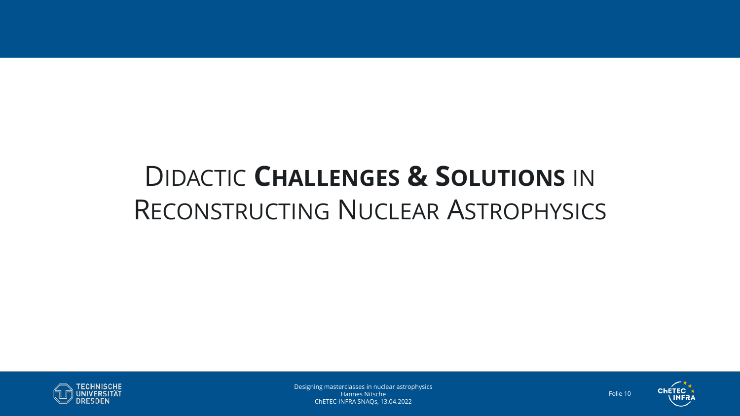# Didactic **Challenges & Solutions** in Reconstructing Nuclear Astrophysics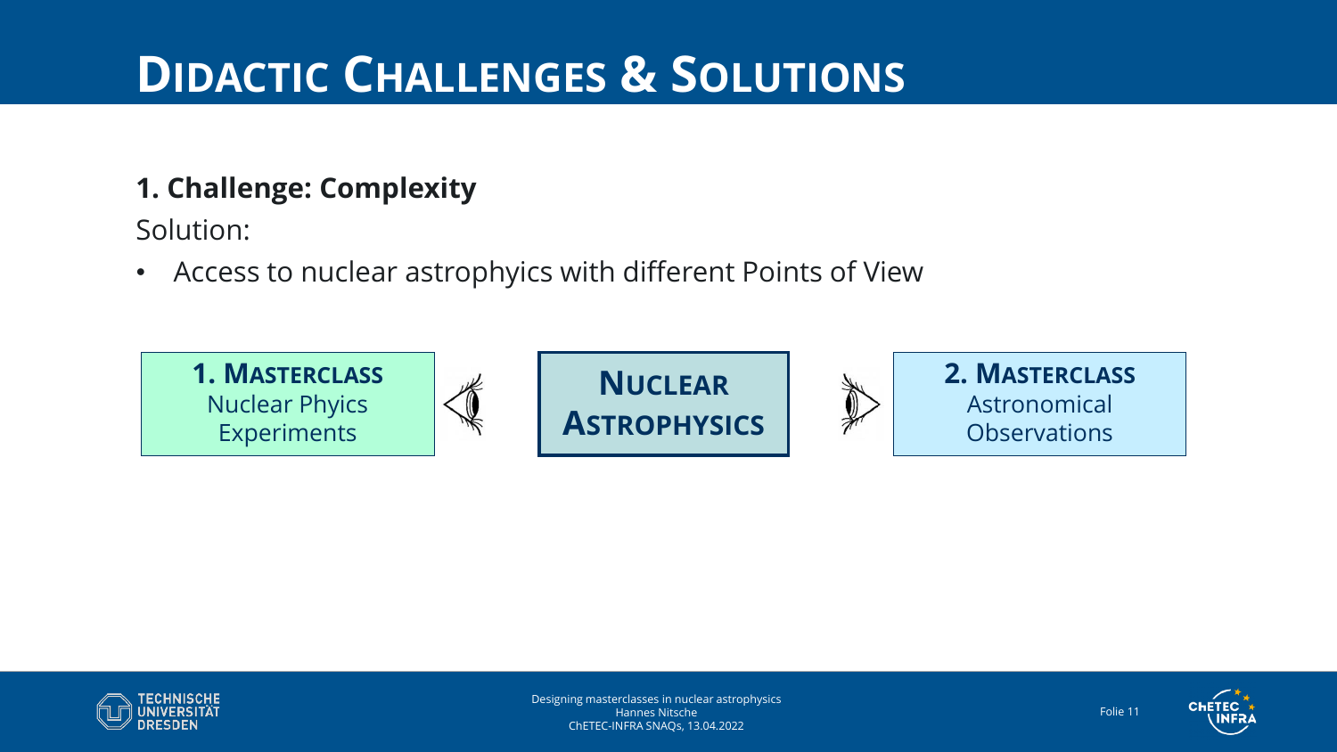# Didactic Challenges & Solutions

**1. Challenge: Complexity**

Solution:

- Access to nuclear astrophyics with different Points of View

**1. Masterclass**
Nuclear Phyics Experiments

**Nuclear Astrophysics**

**2. Masterclass**
Astronomical Observations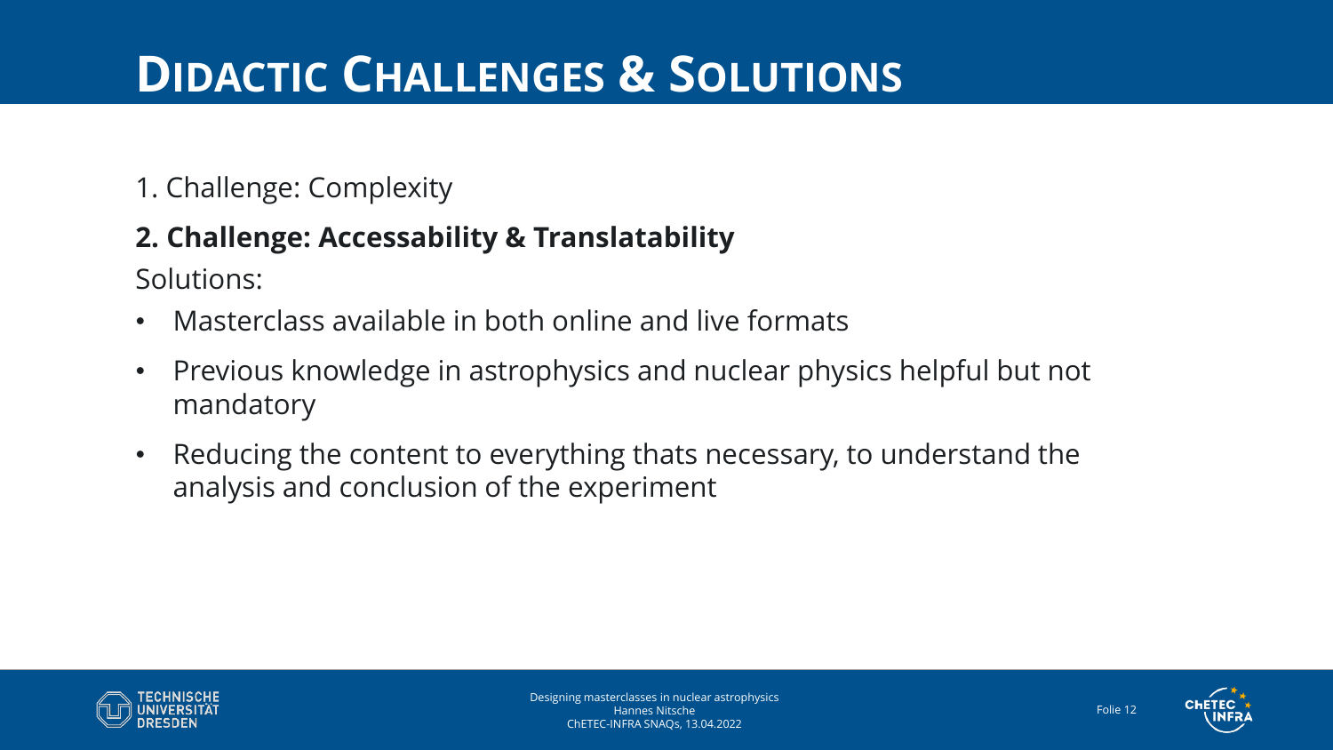# Didactic Challenges & Solutions

1. Challenge: Complexity

**2. Challenge: Accessability & Translatability**

Solutions:

- Masterclass available in both online and live formats
- Previous knowledge in astrophysics and nuclear physics helpful but not mandatory
- Reducing the content to everything thats necessary, to understand the analysis and conclusion of the experiment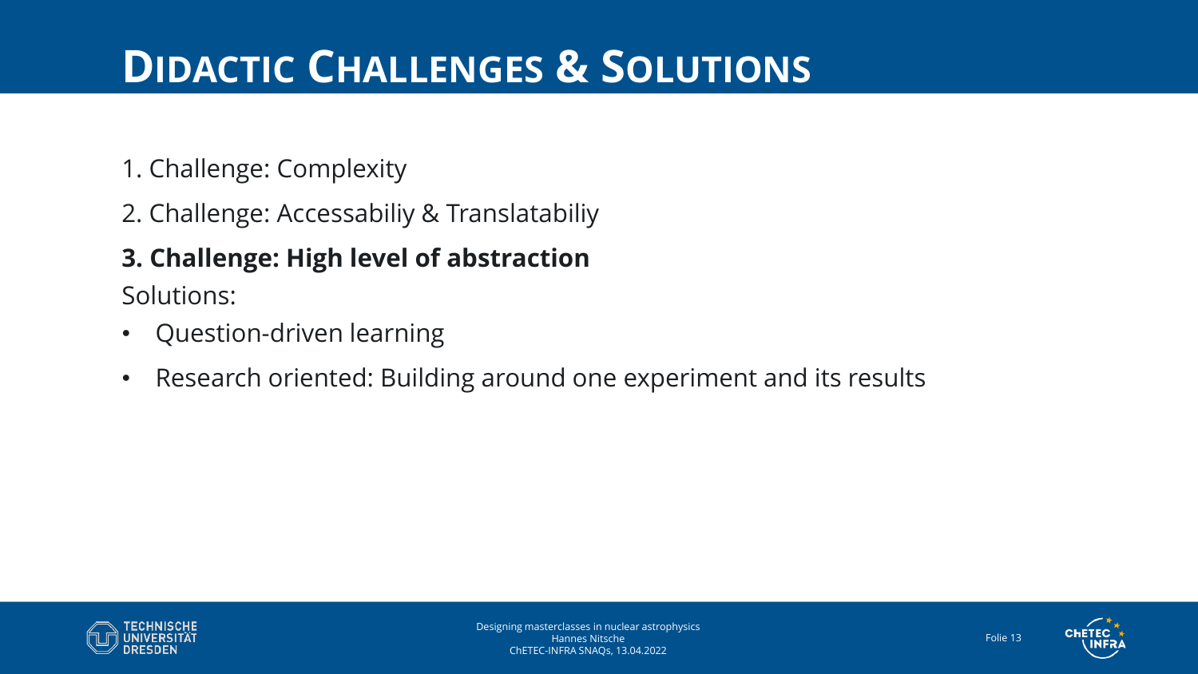# Didactic Challenges & Solutions

1. Challenge: Complexity
2. Challenge: Accessabiliy & Translatabiliy
3. **Challenge: High level of abstraction**

Solutions:

- Question-driven learning
- Research oriented: Building around one experiment and its results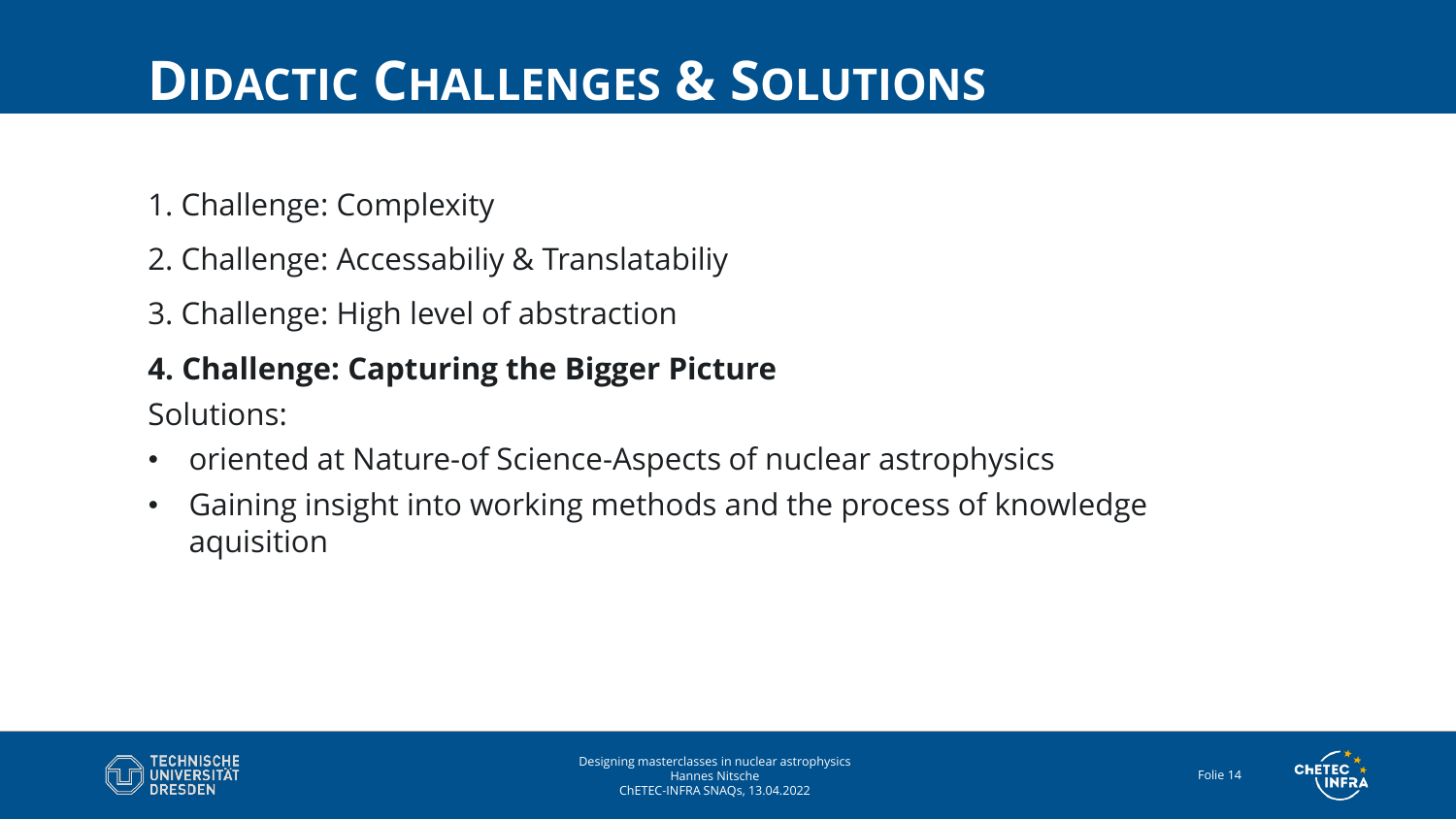# Didactic Challenges & Solutions

1. Challenge: Complexity
2. Challenge: Accessabiliy & Translatabiliy
3. Challenge: High level of abstraction
4. **Challenge: Capturing the Bigger Picture**

Solutions:

- oriented at Nature-of Science-Aspects of nuclear astrophysics
- Gaining insight into working methods and the process of knowledge aquisition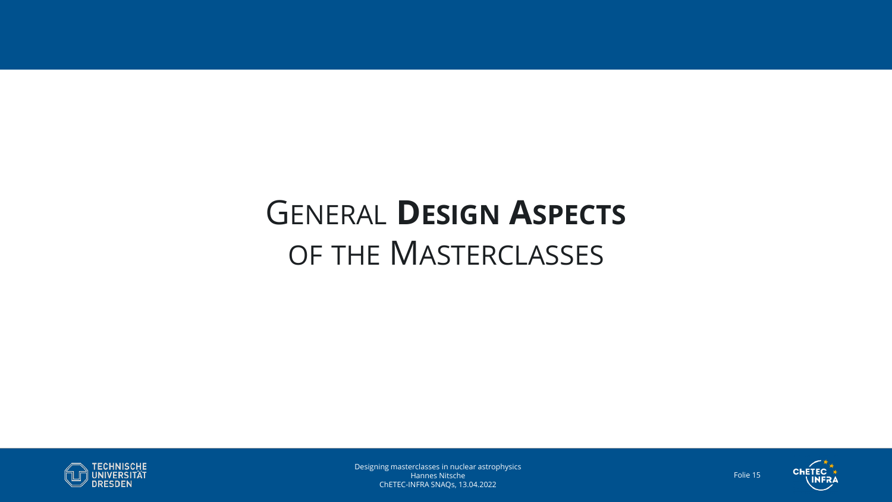# General **Design Aspects** of the Masterclasses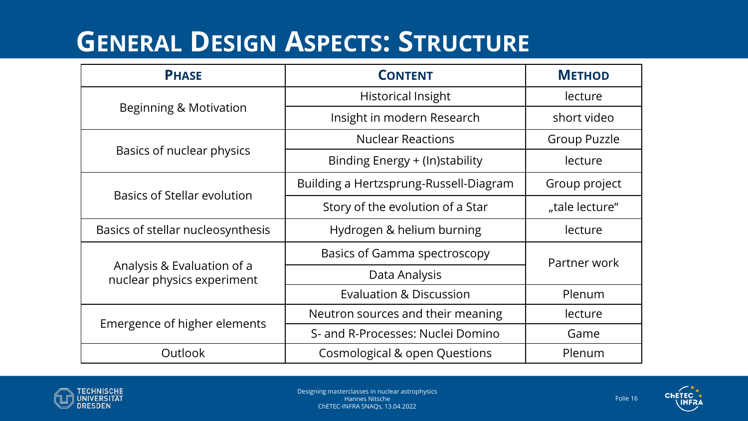# General Design Aspects: Structure

| Phase | Content | Method |
| --- | --- | --- |
| Beginning & Motivation | Historical Insight | lecture |
| | Insight in modern Research | short video |
| Basics of nuclear physics | Nuclear Reactions | Group Puzzle |
| | Binding Energy + (In)stability | lecture |
| Basics of Stellar evolution | Building a Hertzsprung-Russell-Diagram | Group project |
| | Story of the evolution of a Star | „tale lecture“ |
| Basics of stellar nucleosynthesis | Hydrogen & helium burning | lecture |
| Analysis & Evaluation of a nuclear physics experiment | Basics of Gamma spectroscopy | Partner work |
| | Data Analysis | |
| | Evaluation & Discussion | Plenum |
| Emergence of higher elements | Neutron sources and their meaning | lecture |
| | S- and R-Processes: Nuclei Domino | Game |
| Outlook | Cosmological & open Questions | Plenum |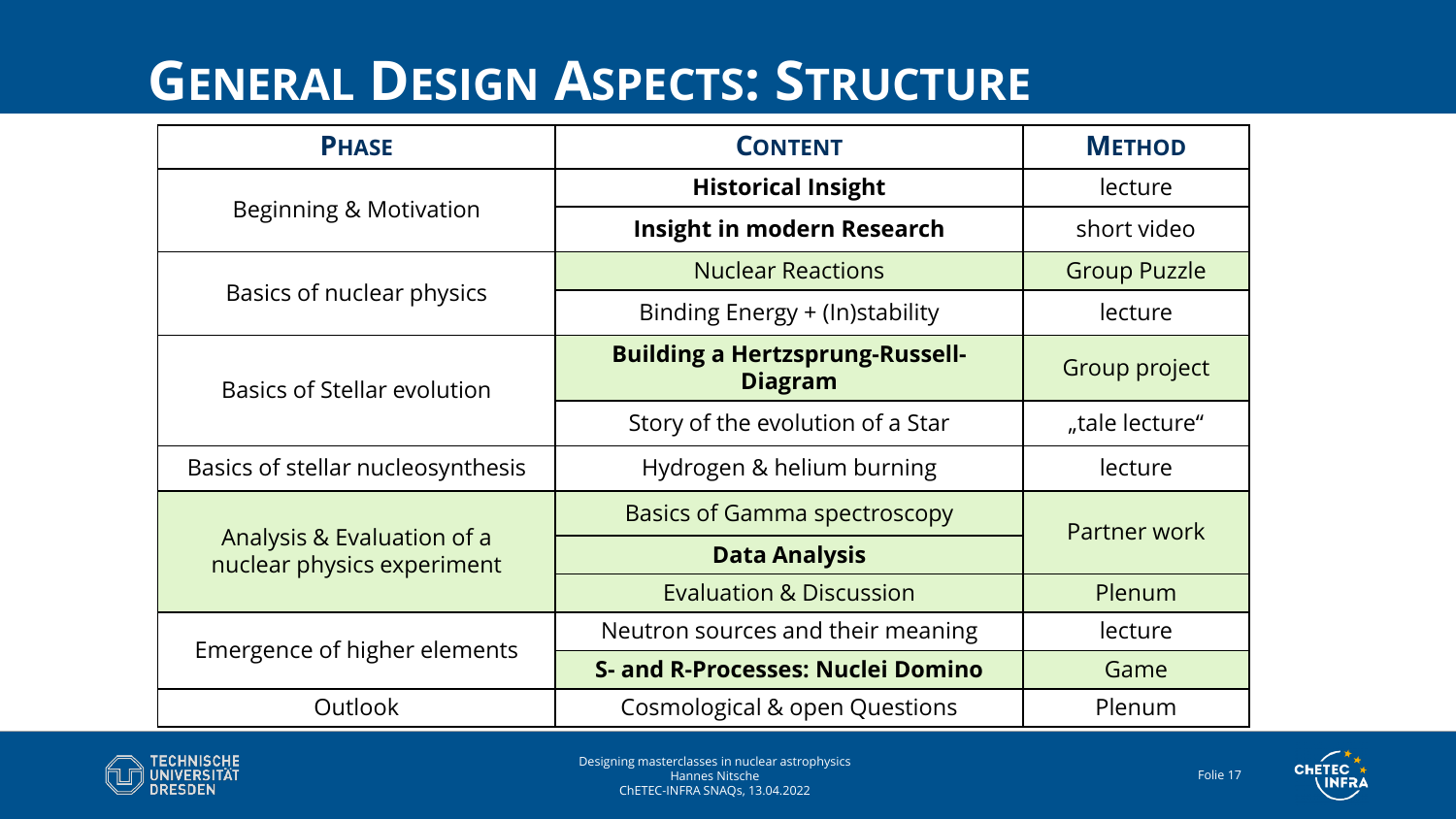# General Design Aspects: Structure

| **Phase** | **Content** | **Method** |
|---|---|---|
| Beginning & Motivation | **Historical Insight** | lecture |
| | **Insight in modern Research** | short video |
| Basics of nuclear physics | Nuclear Reactions | Group Puzzle |
| | Binding Energy + (In)stability | lecture |
| Basics of Stellar evolution | **Building a Hertzsprung-Russell-Diagram** | Group project |
| | Story of the evolution of a Star | „tale lecture“ |
| Basics of stellar nucleosynthesis | Hydrogen & helium burning | lecture |
| Analysis & Evaluation of a nuclear physics experiment | Basics of Gamma spectroscopy | Partner work |
| | **Data Analysis** | |
| | Evaluation & Discussion | Plenum |
| Emergence of higher elements | Neutron sources and their meaning | lecture |
| | **S- and R-Processes: Nuclei Domino** | Game |
| Outlook | Cosmological & open Questions | Plenum |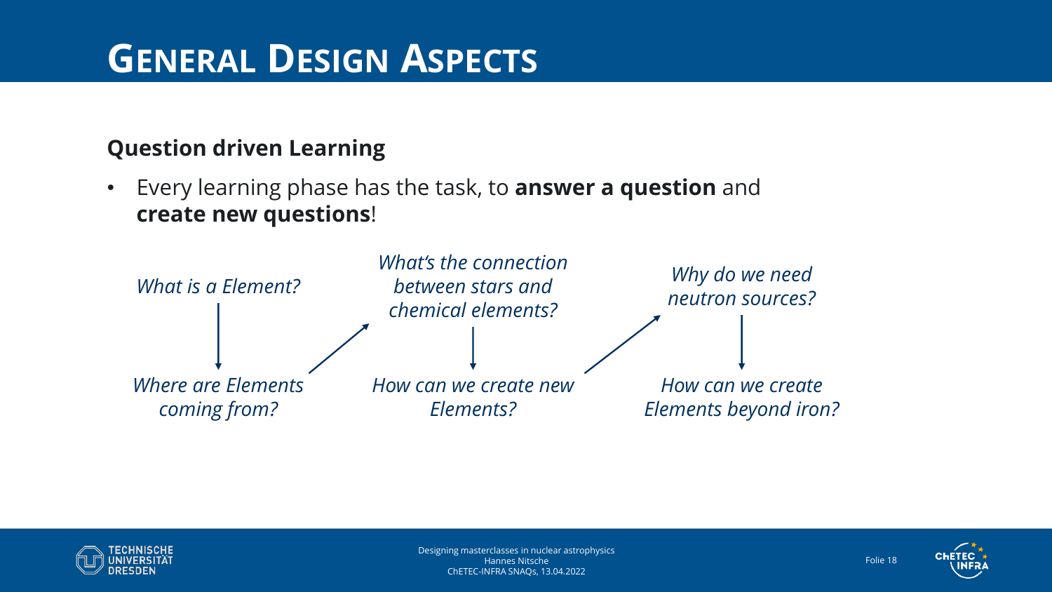# General Design Aspects

## Question driven Learning

- Every learning phase has the task, to **answer a question** and **create new questions**!

*What is a Element?*

↓

*Where are Elements coming from?*

↗

*What‘s the connection between stars and chemical elements?*

↓

*How can we create new Elements?*

↗

*Why do we need neutron sources?*

↓

*How can we create Elements beyond iron?*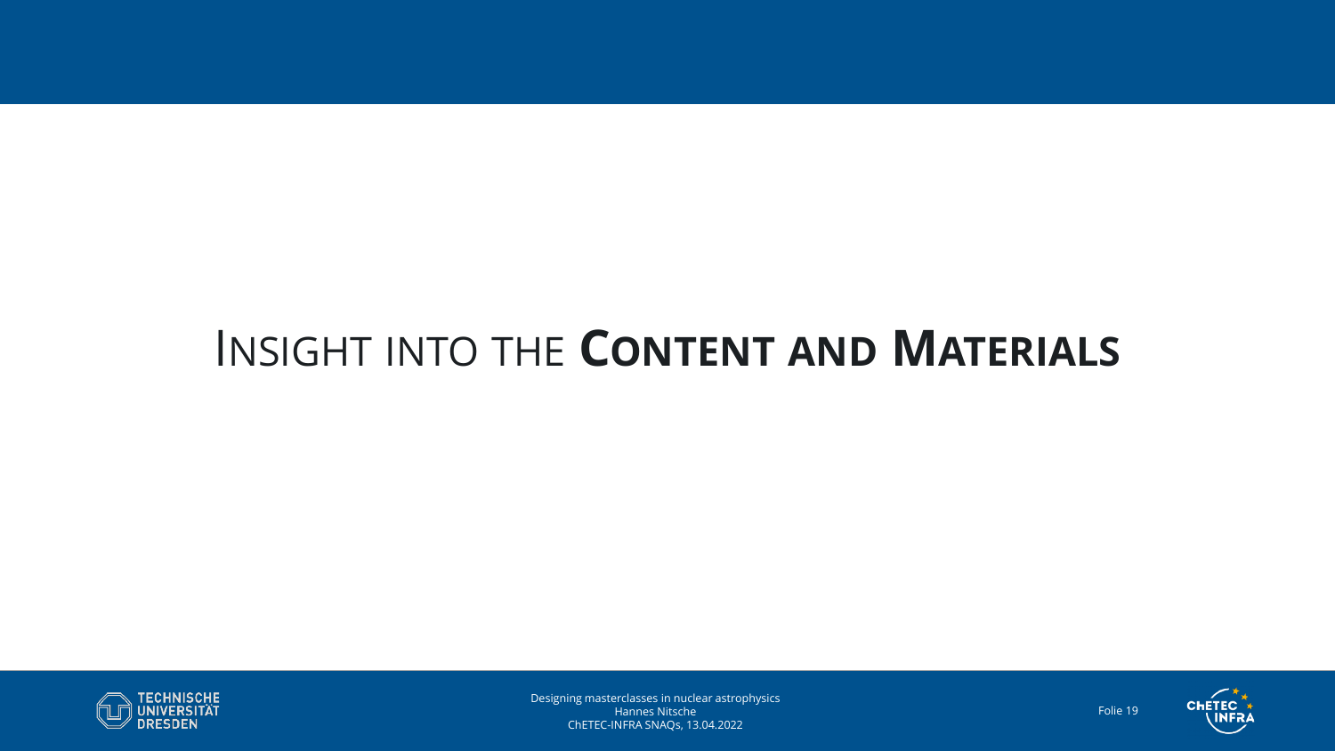# Insight into the **Content and Materials**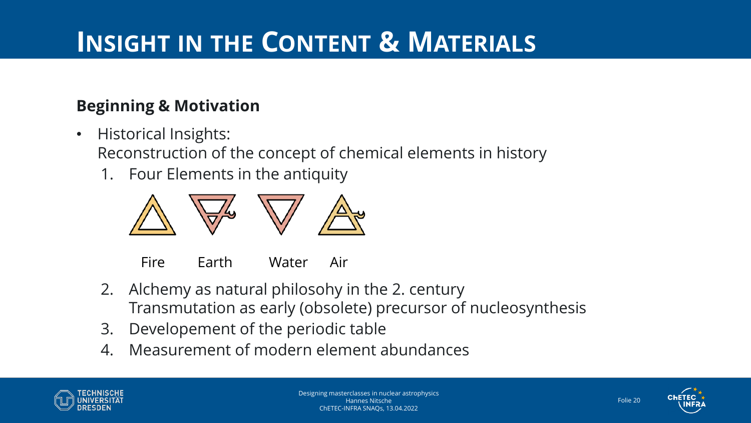# Insight in the Content & Materials

**Beginning & Motivation**

- Historical Insights:
  Reconstruction of the concept of chemical elements in history
  1. Four Elements in the antiquity

     Fire Earth Water Air

  2. Alchemy as natural philosohy in the 2. century
     Transmutation as early (obsolete) precursor of nucleosynthesis
  3. Developement of the periodic table
  4. Measurement of modern element abundances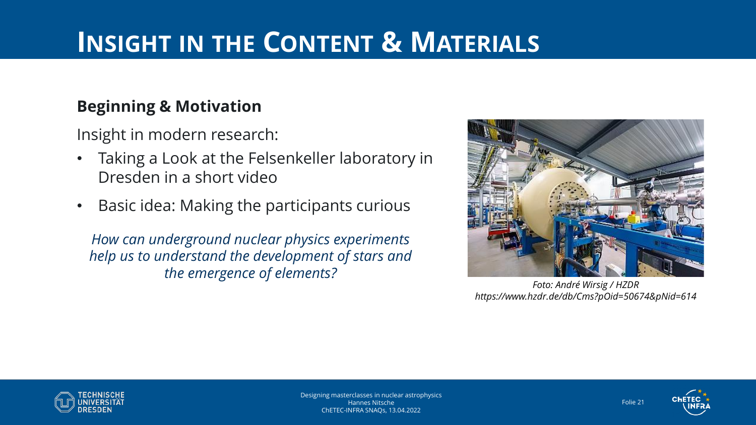# Insight in the Content & Materials

## Beginning & Motivation

Insight in modern research:

- Taking a Look at the Felsenkeller laboratory in Dresden in a short video
- Basic idea: Making the participants curious

*How can underground nuclear physics experiments help us to understand the development of stars and the emergence of elements?*

*Foto: André Wirsig / HZDR*
*https://www.hzdr.de/db/Cms?pOid=50674&pNid=614*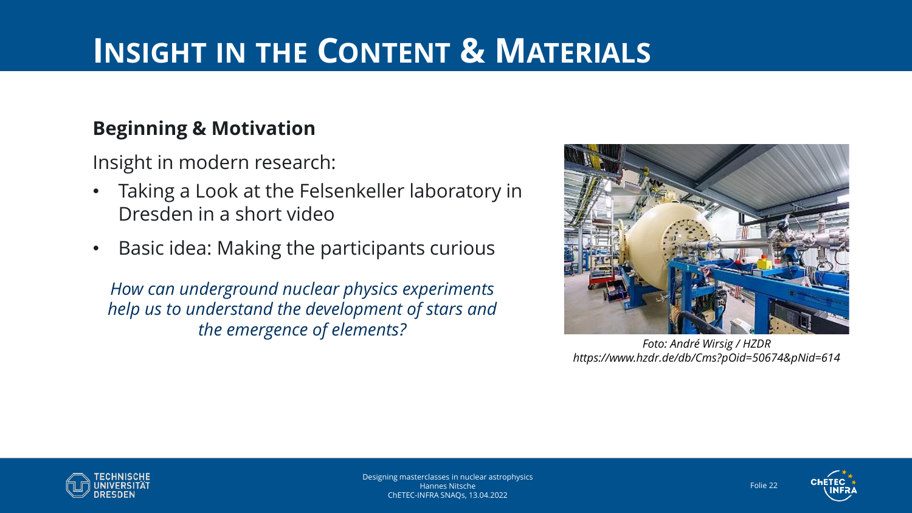# Insight in the Content & Materials

**Beginning & Motivation**

Insight in modern research:

- Taking a Look at the Felsenkeller laboratory in Dresden in a short video
- Basic idea: Making the participants curious

*How can underground nuclear physics experiments help us to understand the development of stars and the emergence of elements?*

*Foto: André Wirsig / HZDR*
*https://www.hzdr.de/db/Cms?pOid=50674&pNid=614*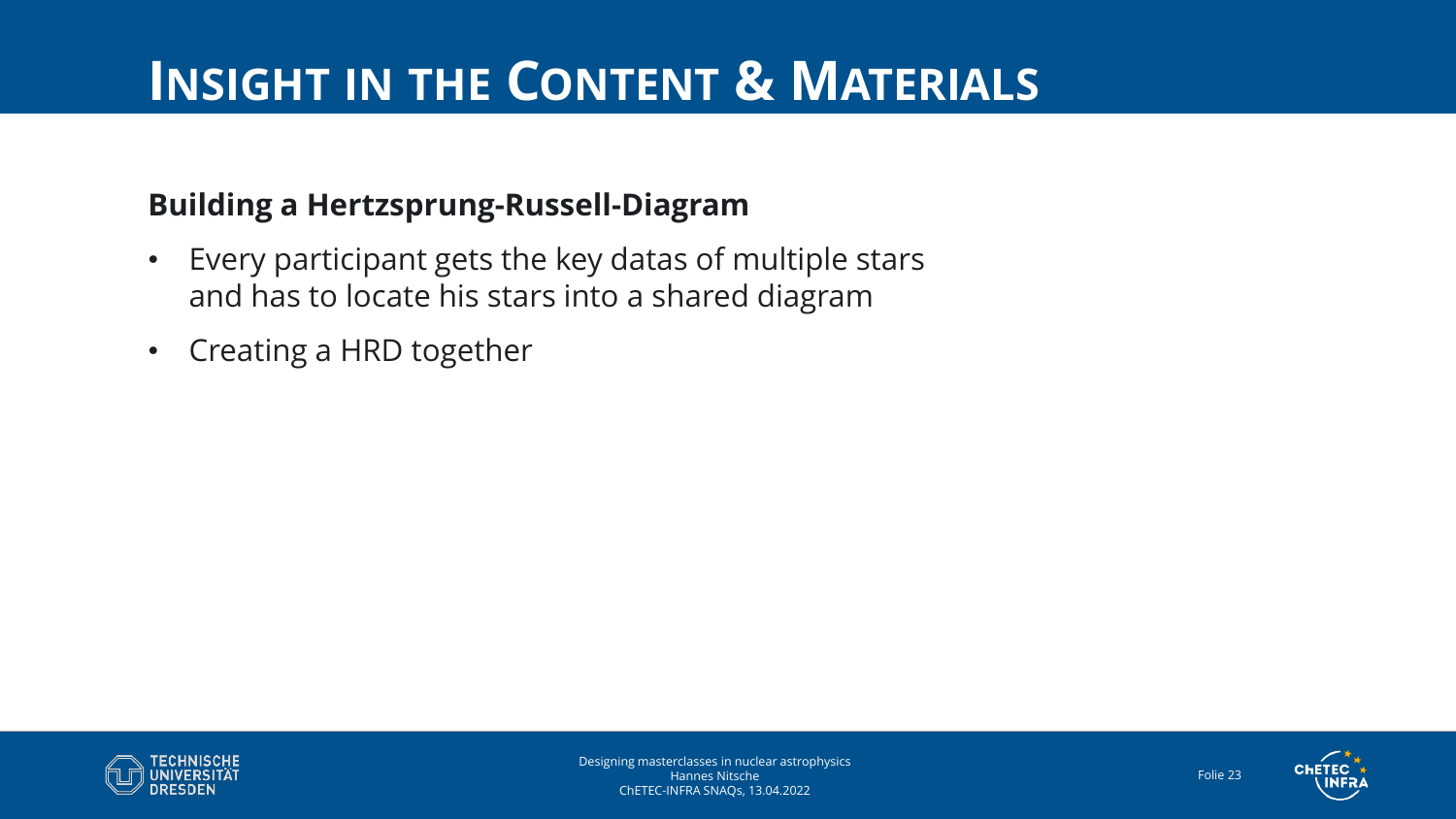# Insight in the Content & Materials

**Building a Hertzsprung-Russell-Diagram**

- Every participant gets the key datas of multiple stars and has to locate his stars into a shared diagram
- Creating a HRD together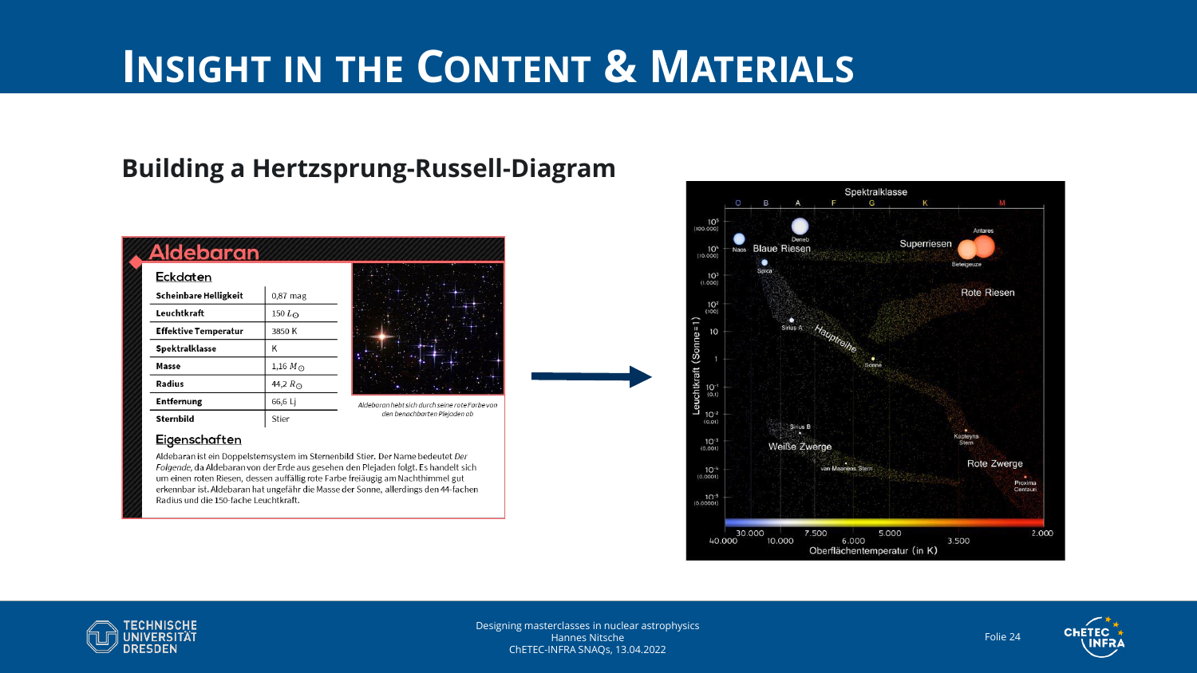# Insight in the Content & Materials

## Building a Hertzsprung-Russell-Diagram

### Aldebaran

**Eckdaten**

| | |
|---|---|
| **Scheinbare Helligkeit** | 0,87 mag |
| **Leuchtkraft** | 150 $L_\odot$ |
| **Effektive Temperatur** | 3850 K |
| **Spektralklasse** | K |
| **Masse** | 1,16 $M_\odot$ |
| **Radius** | 44,2 $R_\odot$ |
| **Entfernung** | 66,6 Lj |
| **Sternbild** | Stier |

*Aldebaran hebt sich durch seine rote Farbe von den benachbarten Plejaden ab*

**Eigenschaften**

Aldebaran ist ein Doppelsternsystem im Sternenbild Stier. Der Name bedeutet *Der Folgende*, da Aldebaran von der Erde aus gesehen den Plejaden folgt. Es handelt sich um einen roten Riesen, dessen auffällig rote Farbe freiäugig am Nachthimmel gut erkennbar ist. Aldebaran hat ungefähr die Masse der Sonne, allerdings den 44-fachen Radius und die 150-fache Leuchtkraft.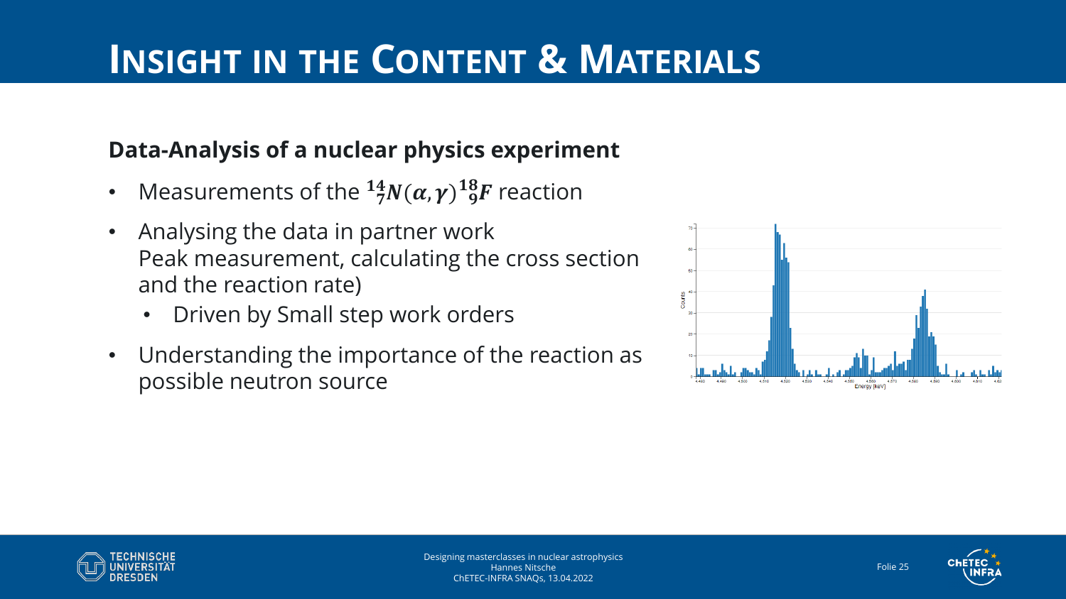# Insight in the Content & Materials

**Data-Analysis of a nuclear physics experiment**

- Measurements of the $^{14}_{7}N(\alpha,\gamma)^{18}_{9}F$ reaction
- Analysing the data in partner work
  Peak measurement, calculating the cross section and the reaction rate)
  - Driven by Small step work orders
- Understanding the importance of the reaction as possible neutron source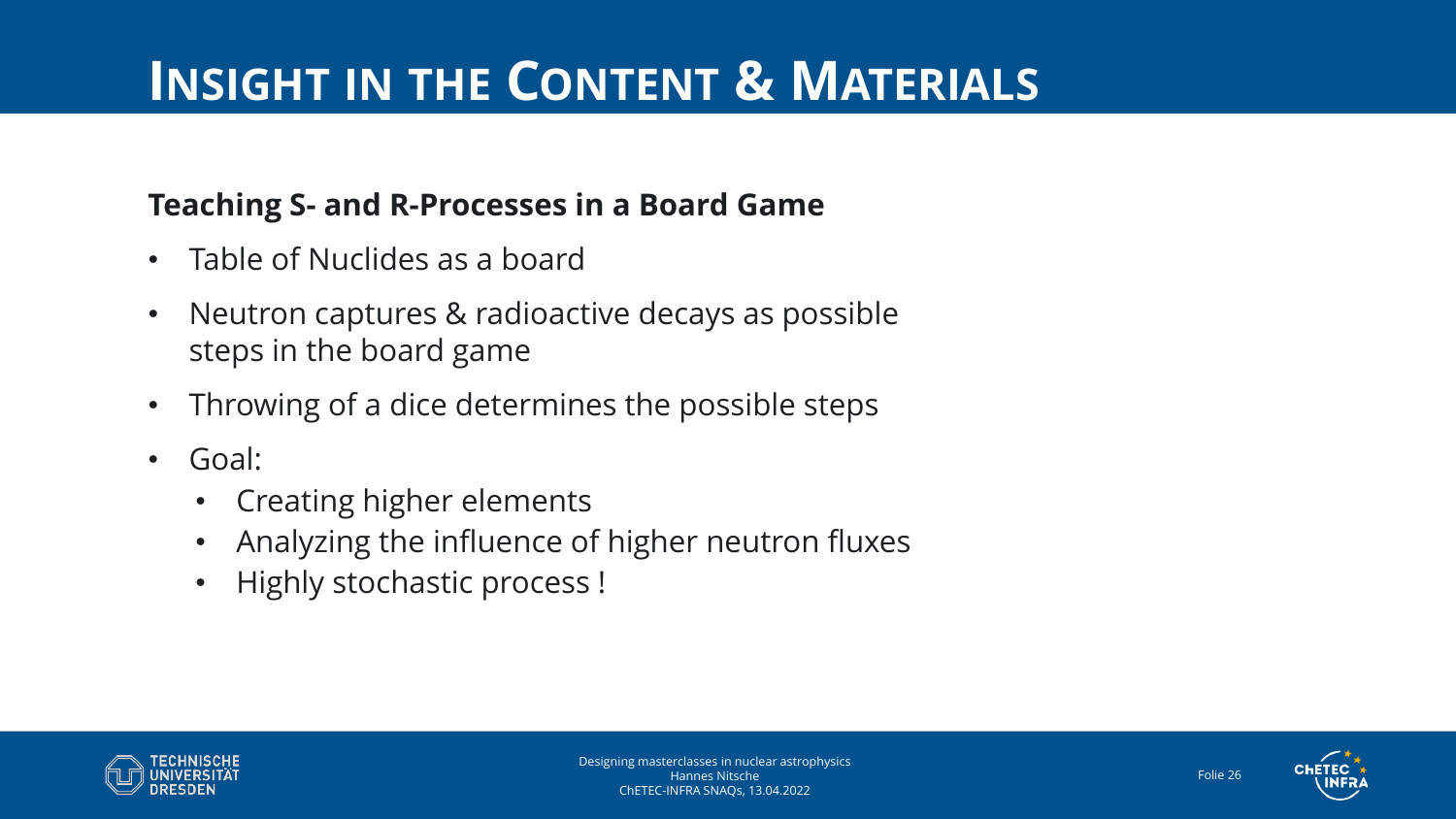# Insight in the Content & Materials

**Teaching S- and R-Processes in a Board Game**

- Table of Nuclides as a board
- Neutron captures & radioactive decays as possible steps in the board game
- Throwing of a dice determines the possible steps
- Goal:
  - Creating higher elements
  - Analyzing the influence of higher neutron fluxes
  - Highly stochastic process !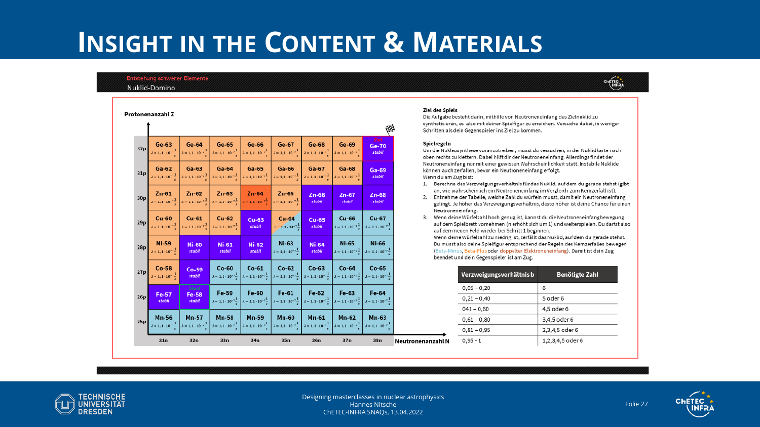# Insight in the Content & Materials

Entstehung schwerer Elemente

Nuklid-Domino

Protonenanzahl Z

| | 31n | 32n | 33n | 34n | 35n | 36n | 37n | 38n |
|---|---|---|---|---|---|---|---|---|
| 32p | Ge-63 $\lambda = 1{,}1 \cdot 10^{-1} \frac{1}{s}$ | Ge-64 $\lambda = 1{,}1 \cdot 10^{-2} \frac{1}{s}$ | Ge-65 $\lambda = 1{,}1 \cdot 10^{-2} \frac{1}{s}$ | Ge-66 $\lambda = 1{,}1 \cdot 10^{-4} \frac{1}{s}$ | Ge-67 $\lambda = 1{,}1 \cdot 10^{-3} \frac{1}{s}$ | Ge-68 $\lambda = 1{,}1 \cdot 10^{-8} \frac{1}{s}$ | Ge-69 $\lambda = 1{,}1 \cdot 10^{-6} \frac{1}{s}$ | Ziel Ge-70 stabil |
| 31p | Ga-62 $\lambda = 1{,}1 \cdot 10^{-1} \frac{1}{s}$ | Ga-63 $\lambda = 1{,}1 \cdot 10^{-2} \frac{1}{s}$ | Ga-64 $\lambda = 1{,}1 \cdot 10^{-2} \frac{1}{s}$ | Ga-65 $\lambda = 1{,}1 \cdot 10^{-3} \frac{1}{s}$ | Ga-66 $\lambda = 1{,}1 \cdot 10^{-5} \frac{1}{s}$ | Ga-67 $\lambda = 1{,}1 \cdot 10^{-6} \frac{1}{s}$ | Ga-68 $\lambda = 1{,}1 \cdot 10^{-4} \frac{1}{s}$ | Ga-69 stabil |
| 30p | Zn-61 $\lambda = 1{,}1 \cdot 10^{-2} \frac{1}{s}$ | Zn-62 $\lambda = 1{,}1 \cdot 10^{-5} \frac{1}{s}$ | Zn-63 $\lambda = 1{,}1 \cdot 10^{-4} \frac{1}{s}$ | Zn-64 $\lambda = 1{,}1 \cdot 10^{-}$ | Zn-65 $\lambda = 1{,}1 \cdot 10^{-8} \frac{1}{s}$ | Zn-66 stabil | Zn-67 stabil | Zn-68 stabil |
| 29p | Cu-60 $\lambda = 1{,}1 \cdot 10^{-3} \frac{1}{s}$ | Cu-61 $\lambda = 1{,}1 \cdot 10^{-5} \frac{1}{s}$ | Cu-62 $\lambda = 1{,}1 \cdot 10^{-3} \frac{1}{s}$ | Cu-63 stabil | Cu-64 $\lambda = 1{,}1 \cdot 10^{-5} \frac{1}{s}$ | Cu-65 stabil | Cu-66 $\lambda = 1{,}1 \cdot 10^{-3} \frac{1}{s}$ | Cu-67 $\lambda = 1{,}1 \cdot 10^{-6} \frac{1}{s}$ |
| 28p | Ni-59 $\lambda = 1{,}1 \cdot 10^{-1} \frac{1}{s}$ | Ni-60 stabil | Ni-61 stabil | Ni-62 stabil | Ni-63 $\lambda = 1{,}1 \cdot 10^{-1} \frac{1}{s}$ | Ni-64 stabil | Ni-65 $\lambda = 1{,}1 \cdot 10^{-4} \frac{1}{s}$ | Ni-66 $\lambda = 1{,}1 \cdot 10^{-6} \frac{1}{s}$ |
| 27p | Co-58 $\lambda = 1{,}1 \cdot 10^{-1} \frac{1}{s}$ | Co-59 stabil | Co-60 $\lambda = 1{,}1 \cdot 10^{-9} \frac{1}{s}$ | Co-61 $\lambda = 1{,}1 \cdot 10^{-4} \frac{1}{s}$ | Co-62 $\lambda = 1{,}1 \cdot 10^{-3} \frac{1}{s}$ | Co-63 $\lambda = 1{,}1 \cdot 10^{-1} \frac{1}{s}$ | Co-64 $\lambda = 1{,}1 \cdot 10^{-1} \frac{1}{s}$ | Co-65 $\lambda = 1{,}1 \cdot 10^{-1} \frac{1}{s}$ |
| 26p | Fe-57 stabil | Start Fe-58 stabil | Fe-59 $\lambda = 1{,}1 \cdot 10^{-7} \frac{1}{s}$ | Fe-60 $\lambda = 1{,}1 \cdot 10^{-14} \frac{1}{s}$ | Fe-61 $\lambda = 1{,}1 \cdot 10^{-3} \frac{1}{s}$ | Fe-62 $\lambda = 1{,}1 \cdot 10^{-3} \frac{1}{s}$ | Fe-63 $\lambda = 1{,}1 \cdot 10^{-1} \frac{1}{s}$ | Fe-64 $\lambda = 1{,}1 \cdot 10^{-1} \frac{1}{s}$ |
| 25p | Mn-56 $\lambda = 1{,}1 \cdot 10^{-5} \frac{1}{s}$ | Mn-57 $\lambda = 1{,}1 \cdot 10^{-2} \frac{1}{s}$ | Mn-58 $\lambda = 1{,}1 \cdot 10^{-2} \frac{1}{s}$ | Mn-59 $\lambda = 1{,}1 \cdot 10^{-1} \frac{1}{s}$ | Mn-60 $\lambda = 1{,}1 \cdot 10^{-1} \frac{1}{s}$ | Mn-61 $\lambda = 1{,}1 \cdot 10^{-1} \frac{1}{s}$ | Mn-62 $\lambda = 1{,}1 \cdot 10^{-1} \frac{1}{s}$ | Mn-63 $\lambda = 1{,}1 \cdot 10^{-1} \frac{1}{s}$ |

Neutronenanzahl N

**Ziel des Spiels**

Die Aufgabe besteht darin, mithilfe von Neutroneneinfang das Zielnuklid zu synthetisieren, es also mit deiner Spielfigur zu erreichen. Versuche dabei, in weniger Schritten als dein Gegenspieler ins Ziel zu kommen.

**Spielregeln**

Um die Nukleosynthese voranzutreiben, musst du versuchen, in der Nuklidkarte nach oben rechts zu klettern. Dabei hilft dir der Neutroneneinfang. Allerdings findet der Neutroneneinfang nur mit einer gewissen Wahrscheinlichkeit statt. Instabile Nuklide können auch zerfallen, bevor ein Neutroneneinfang erfolgt.
Wenn du am Zug bist:

1. Berechne das Verzweigungsverhältnis für das Nuklid, auf dem du gerade stehst (gibt an, wie wahrscheinlich ein Neutroneneinfang im Vergleich zum Kernzerfall ist).
2. Entnehme der Tabelle, welche Zahl du würfeln musst, damit ein Neutroneneinfang gelingt. Je höher das Verzweigungsverhältnis, desto höher ist deine Chance für einen Neutroneneinfang.
3. Wenn deine Würfelzahl hoch genug ist, kannst du die Neutroneneinfangbewegung auf dem Spielbrett vornehmen (n erhöht sich um 1) und weiterspielen. Du darfst also auf dem neuen Feld wieder bei Schritt 1 beginnen.
   Wenn deine Würfelzahl zu niedrig ist, zerfällt das Nuklid, auf dem du gerade stehst. Du musst also deine Spielfigur entsprechend der Regeln des Kernzerfalles bewegen (Beta-Minus, Beta-Plus oder doppelter Elektroneneinfang). Damit ist dein Zug beendet und dein Gegenspieler ist am Zug.

| Verzweigungsverhältnis b | Benötigte Zahl |
|---|---|
| 0,05 – 0,20 | 6 |
| 0,21 – 0,40 | 5 oder 6 |
| 041 – 0,60 | 4,5 oder 6 |
| 0,61 – 0,80 | 3,4,5 oder 6 |
| 0,81 – 0,95 | 2,3,4,5 oder 6 |
| 0,95 - 1 | 1,2,3,4,5 oder 6 |

Designing masterclasses in nuclear astrophysics
Hannes Nitsche
ChETEC-INFRA SNAQs, 13.04.2022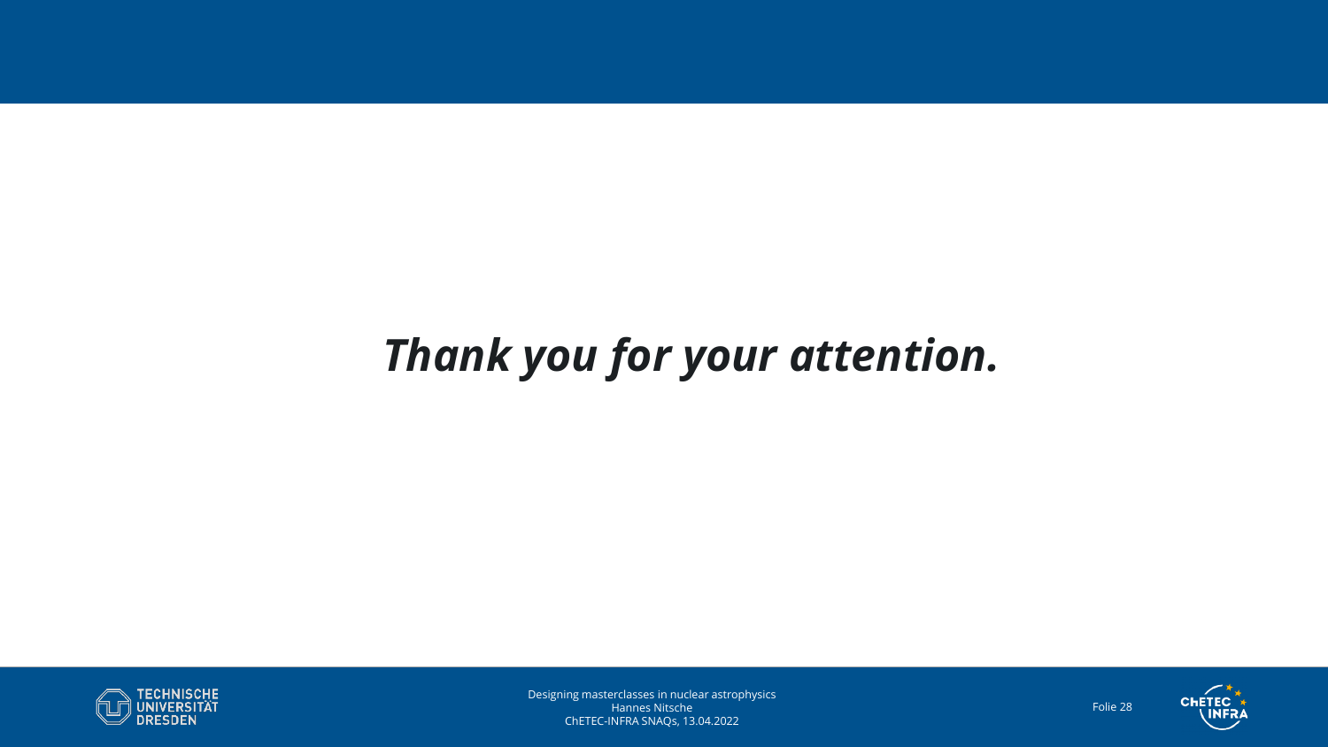***Thank you for your attention.***